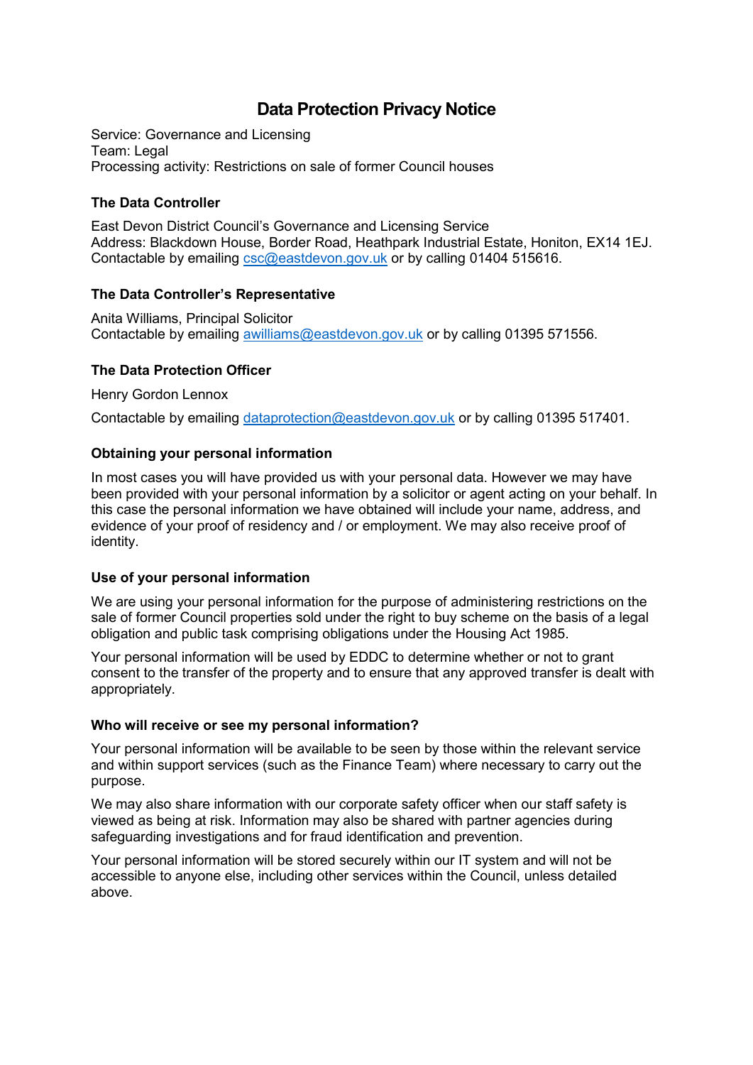# Data Protection Privacy Notice

Service: Governance and Licensing
Team: Legal
Processing activity: Restrictions on sale of former Council houses

### The Data Controller

East Devon District Council's Governance and Licensing Service
Address: Blackdown House, Border Road, Heathpark Industrial Estate, Honiton, EX14 1EJ.
Contactable by emailing csc@eastdevon.gov.uk or by calling 01404 515616.

### The Data Controller's Representative

Anita Williams, Principal Solicitor
Contactable by emailing awilliams@eastdevon.gov.uk or by calling 01395 571556.

### The Data Protection Officer

Henry Gordon Lennox

Contactable by emailing dataprotection@eastdevon.gov.uk or by calling 01395 517401.

### Obtaining your personal information

In most cases you will have provided us with your personal data. However we may have been provided with your personal information by a solicitor or agent acting on your behalf. In this case the personal information we have obtained will include your name, address, and evidence of your proof of residency and / or employment. We may also receive proof of identity.

### Use of your personal information

We are using your personal information for the purpose of administering restrictions on the sale of former Council properties sold under the right to buy scheme on the basis of a legal obligation and public task comprising obligations under the Housing Act 1985.

Your personal information will be used by EDDC to determine whether or not to grant consent to the transfer of the property and to ensure that any approved transfer is dealt with appropriately.

### Who will receive or see my personal information?

Your personal information will be available to be seen by those within the relevant service and within support services (such as the Finance Team) where necessary to carry out the purpose.

We may also share information with our corporate safety officer when our staff safety is viewed as being at risk. Information may also be shared with partner agencies during safeguarding investigations and for fraud identification and prevention.

Your personal information will be stored securely within our IT system and will not be accessible to anyone else, including other services within the Council, unless detailed above.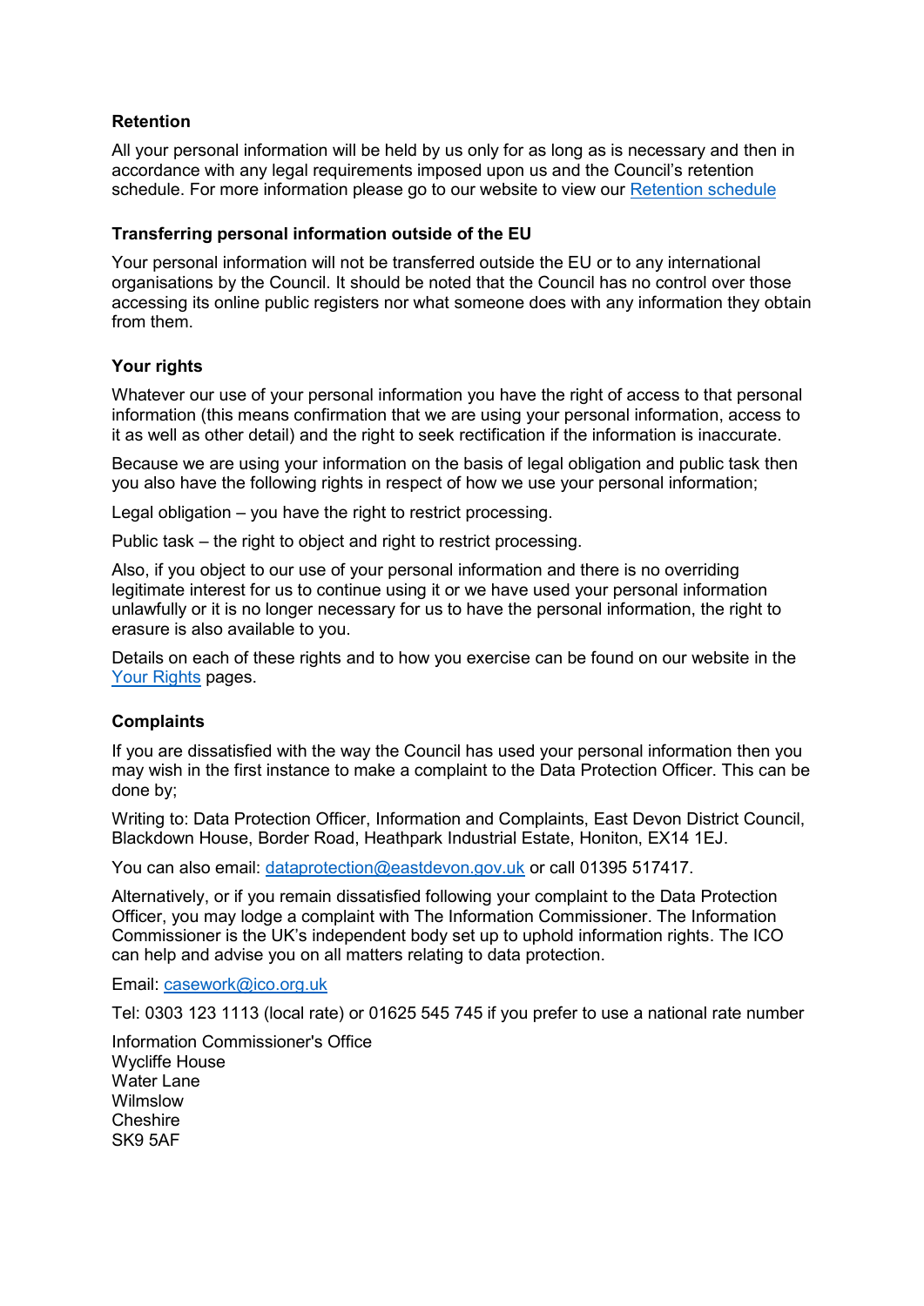**Retention**

All your personal information will be held by us only for as long as is necessary and then in accordance with any legal requirements imposed upon us and the Council's retention schedule. For more information please go to our website to view our Retention schedule

**Transferring personal information outside of the EU**

Your personal information will not be transferred outside the EU or to any international organisations by the Council. It should be noted that the Council has no control over those accessing its online public registers nor what someone does with any information they obtain from them.

**Your rights**

Whatever our use of your personal information you have the right of access to that personal information (this means confirmation that we are using your personal information, access to it as well as other detail) and the right to seek rectification if the information is inaccurate.

Because we are using your information on the basis of legal obligation and public task then you also have the following rights in respect of how we use your personal information;

Legal obligation – you have the right to restrict processing.

Public task – the right to object and right to restrict processing.

Also, if you object to our use of your personal information and there is no overriding legitimate interest for us to continue using it or we have used your personal information unlawfully or it is no longer necessary for us to have the personal information, the right to erasure is also available to you.

Details on each of these rights and to how you exercise can be found on our website in the Your Rights pages.

**Complaints**

If you are dissatisfied with the way the Council has used your personal information then you may wish in the first instance to make a complaint to the Data Protection Officer. This can be done by;

Writing to: Data Protection Officer, Information and Complaints, East Devon District Council, Blackdown House, Border Road, Heathpark Industrial Estate, Honiton, EX14 1EJ.

You can also email: dataprotection@eastdevon.gov.uk or call 01395 517417.

Alternatively, or if you remain dissatisfied following your complaint to the Data Protection Officer, you may lodge a complaint with The Information Commissioner. The Information Commissioner is the UK's independent body set up to uphold information rights. The ICO can help and advise you on all matters relating to data protection.

Email: casework@ico.org.uk

Tel: 0303 123 1113 (local rate) or 01625 545 745 if you prefer to use a national rate number

Information Commissioner's Office
Wycliffe House
Water Lane
Wilmslow
Cheshire
SK9 5AF